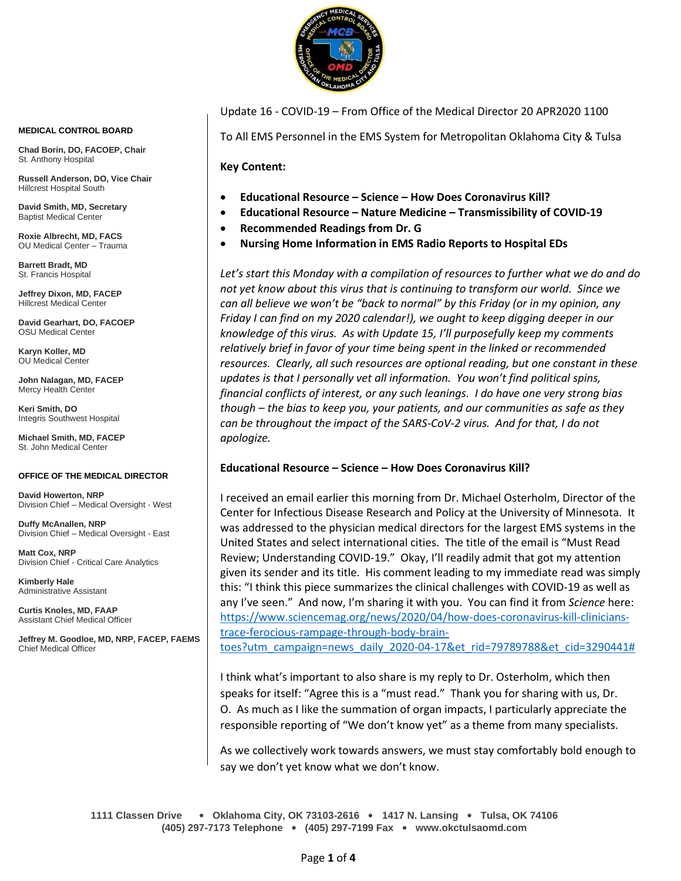**MEDICAL CONTROL BOARD**

**Chad Borin, DO, FACOEP, Chair**
St. Anthony Hospital

**Russell Anderson, DO, Vice Chair**
Hillcrest Hospital South

**David Smith, MD, Secretary**
Baptist Medical Center

**Roxie Albrecht, MD, FACS**
OU Medical Center – Trauma

**Barrett Bradt, MD**
St. Francis Hospital

**Jeffrey Dixon, MD, FACEP**
Hillcrest Medical Center

**David Gearhart, DO, FACOEP**
OSU Medical Center

**Karyn Koller, MD**
OU Medical Center

**John Nalagan, MD, FACEP**
Mercy Health Center

**Keri Smith, DO**
Integris Southwest Hospital

**Michael Smith, MD, FACEP**
St. John Medical Center

**OFFICE OF THE MEDICAL DIRECTOR**

**David Howerton, NRP**
Division Chief – Medical Oversight - West

**Duffy McAnallen, NRP**
Division Chief – Medical Oversight - East

**Matt Cox, NRP**
Division Chief - Critical Care Analytics

**Kimberly Hale**
Administrative Assistant

**Curtis Knoles, MD, FAAP**
Assistant Chief Medical Officer

**Jeffrey M. Goodloe, MD, NRP, FACEP, FAEMS**
Chief Medical Officer

Update 16 - COVID-19 – From Office of the Medical Director 20 APR2020 1100

To All EMS Personnel in the EMS System for Metropolitan Oklahoma City & Tulsa

**Key Content:**

- **Educational Resource – Science – How Does Coronavirus Kill?**
- **Educational Resource – Nature Medicine – Transmissibility of COVID-19**
- **Recommended Readings from Dr. G**
- **Nursing Home Information in EMS Radio Reports to Hospital EDs**

*Let's start this Monday with a compilation of resources to further what we do and do not yet know about this virus that is continuing to transform our world. Since we can all believe we won't be "back to normal" by this Friday (or in my opinion, any Friday I can find on my 2020 calendar!), we ought to keep digging deeper in our knowledge of this virus. As with Update 15, I'll purposefully keep my comments relatively brief in favor of your time being spent in the linked or recommended resources. Clearly, all such resources are optional reading, but one constant in these updates is that I personally vet all information. You won't find political spins, financial conflicts of interest, or any such leanings. I do have one very strong bias though – the bias to keep you, your patients, and our communities as safe as they can be throughout the impact of the SARS-CoV-2 virus. And for that, I do not apologize.*

**Educational Resource – Science – How Does Coronavirus Kill?**

I received an email earlier this morning from Dr. Michael Osterholm, Director of the Center for Infectious Disease Research and Policy at the University of Minnesota. It was addressed to the physician medical directors for the largest EMS systems in the United States and select international cities. The title of the email is "Must Read Review; Understanding COVID-19." Okay, I'll readily admit that got my attention given its sender and its title. His comment leading to my immediate read was simply this: "I think this piece summarizes the clinical challenges with COVID-19 as well as any I've seen." And now, I'm sharing it with you. You can find it from *Science* here: https://www.sciencemag.org/news/2020/04/how-does-coronavirus-kill-clinicians-trace-ferocious-rampage-through-body-brain-toes?utm_campaign=news_daily_2020-04-17&et_rid=79789788&et_cid=3290441#

I think what's important to also share is my reply to Dr. Osterholm, which then speaks for itself: "Agree this is a "must read." Thank you for sharing with us, Dr. O. As much as I like the summation of organ impacts, I particularly appreciate the responsible reporting of "We don't know yet" as a theme from many specialists.

As we collectively work towards answers, we must stay comfortably bold enough to say we don't yet know what we don't know.

1111 Classen Drive • Oklahoma City, OK 73103-2616 • 1417 N. Lansing • Tulsa, OK 74106
(405) 297-7173 Telephone • (405) 297-7199 Fax • www.okctulsaomd.com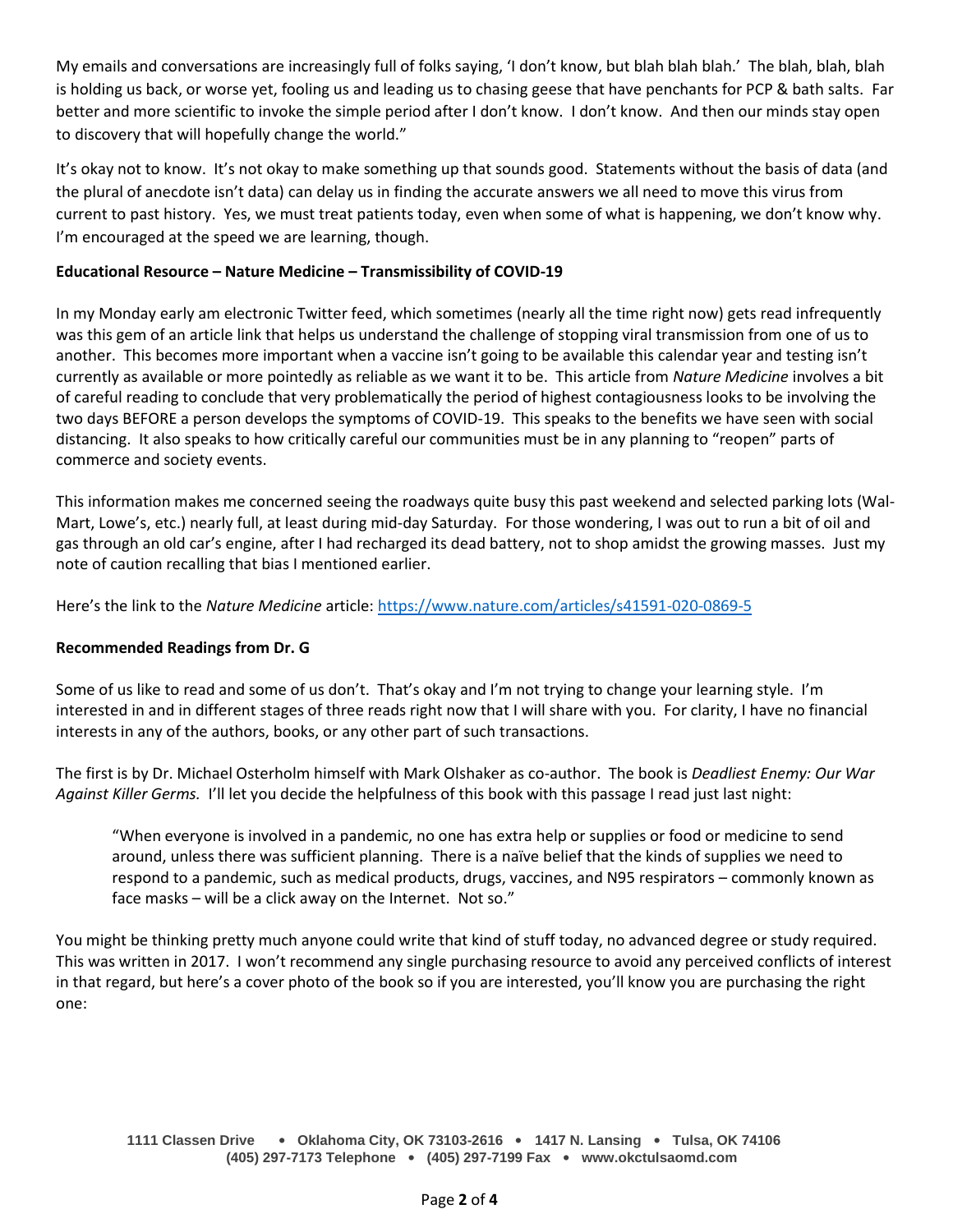My emails and conversations are increasingly full of folks saying, 'I don't know, but blah blah blah.' The blah, blah, blah is holding us back, or worse yet, fooling us and leading us to chasing geese that have penchants for PCP & bath salts. Far better and more scientific to invoke the simple period after I don't know. I don't know. And then our minds stay open to discovery that will hopefully change the world."

It's okay not to know. It's not okay to make something up that sounds good. Statements without the basis of data (and the plural of anecdote isn't data) can delay us in finding the accurate answers we all need to move this virus from current to past history. Yes, we must treat patients today, even when some of what is happening, we don't know why. I'm encouraged at the speed we are learning, though.

**Educational Resource – Nature Medicine – Transmissibility of COVID-19**

In my Monday early am electronic Twitter feed, which sometimes (nearly all the time right now) gets read infrequently was this gem of an article link that helps us understand the challenge of stopping viral transmission from one of us to another. This becomes more important when a vaccine isn't going to be available this calendar year and testing isn't currently as available or more pointedly as reliable as we want it to be. This article from *Nature Medicine* involves a bit of careful reading to conclude that very problematically the period of highest contagiousness looks to be involving the two days BEFORE a person develops the symptoms of COVID-19. This speaks to the benefits we have seen with social distancing. It also speaks to how critically careful our communities must be in any planning to "reopen" parts of commerce and society events.

This information makes me concerned seeing the roadways quite busy this past weekend and selected parking lots (Wal-Mart, Lowe's, etc.) nearly full, at least during mid-day Saturday. For those wondering, I was out to run a bit of oil and gas through an old car's engine, after I had recharged its dead battery, not to shop amidst the growing masses. Just my note of caution recalling that bias I mentioned earlier.

Here's the link to the *Nature Medicine* article: https://www.nature.com/articles/s41591-020-0869-5

**Recommended Readings from Dr. G**

Some of us like to read and some of us don't. That's okay and I'm not trying to change your learning style. I'm interested in and in different stages of three reads right now that I will share with you. For clarity, I have no financial interests in any of the authors, books, or any other part of such transactions.

The first is by Dr. Michael Osterholm himself with Mark Olshaker as co-author. The book is *Deadliest Enemy: Our War Against Killer Germs.* I'll let you decide the helpfulness of this book with this passage I read just last night:

> "When everyone is involved in a pandemic, no one has extra help or supplies or food or medicine to send around, unless there was sufficient planning. There is a naïve belief that the kinds of supplies we need to respond to a pandemic, such as medical products, drugs, vaccines, and N95 respirators – commonly known as face masks – will be a click away on the Internet. Not so."

You might be thinking pretty much anyone could write that kind of stuff today, no advanced degree or study required. This was written in 2017. I won't recommend any single purchasing resource to avoid any perceived conflicts of interest in that regard, but here's a cover photo of the book so if you are interested, you'll know you are purchasing the right one: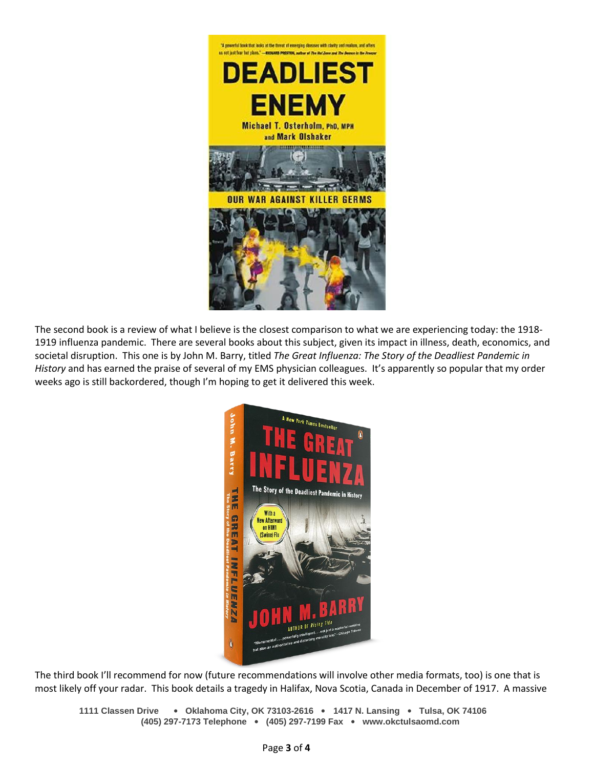The second book is a review of what I believe is the closest comparison to what we are experiencing today: the 1918-1919 influenza pandemic. There are several books about this subject, given its impact in illness, death, economics, and societal disruption. This one is by John M. Barry, titled *The Great Influenza: The Story of the Deadliest Pandemic in History* and has earned the praise of several of my EMS physician colleagues. It's apparently so popular that my order weeks ago is still backordered, though I'm hoping to get it delivered this week.

The third book I'll recommend for now (future recommendations will involve other media formats, too) is one that is most likely off your radar. This book details a tragedy in Halifax, Nova Scotia, Canada in December of 1917. A massive

**1111 Classen Drive • Oklahoma City, OK 73103-2616 • 1417 N. Lansing • Tulsa, OK 74106**
**(405) 297-7173 Telephone • (405) 297-7199 Fax • www.okctulsaomd.com**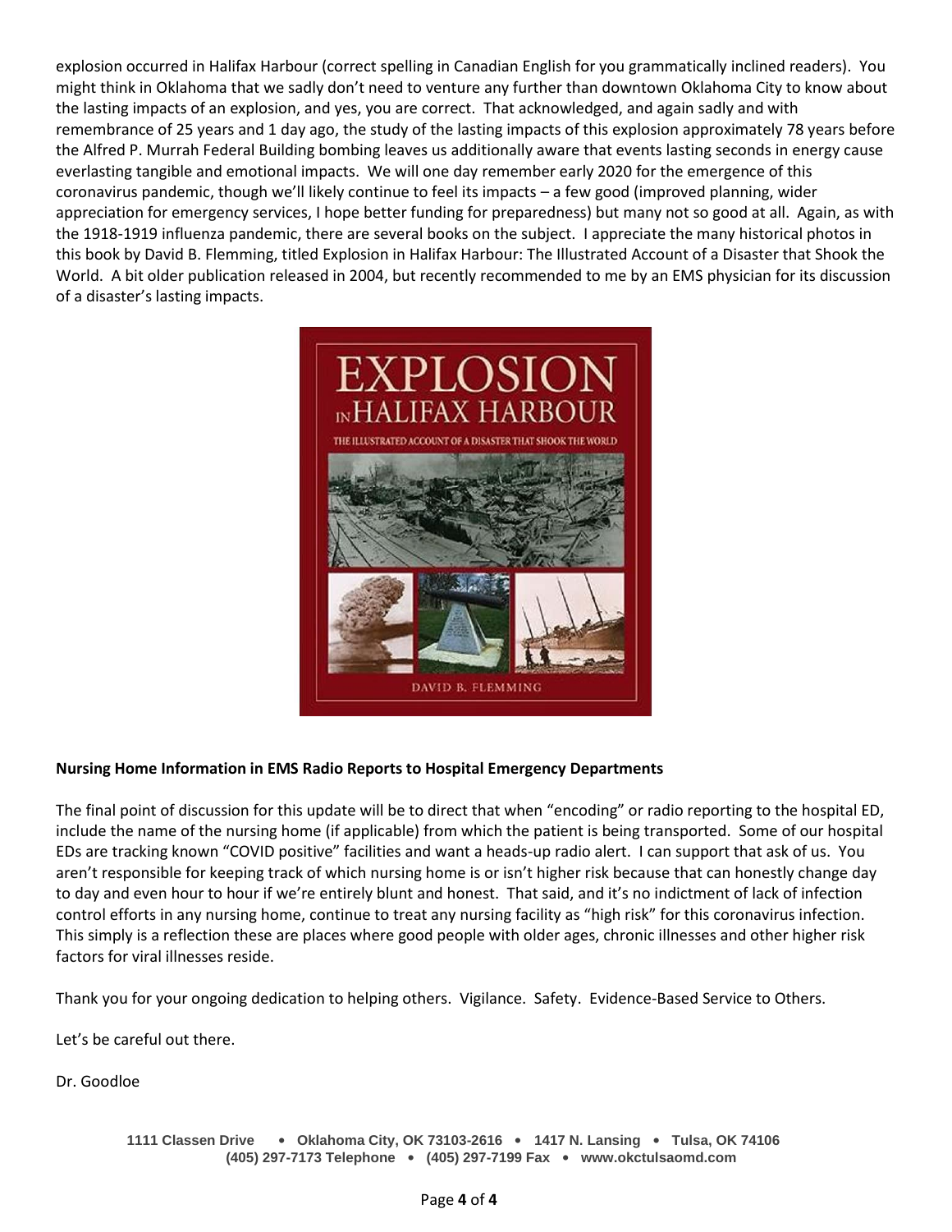explosion occurred in Halifax Harbour (correct spelling in Canadian English for you grammatically inclined readers). You might think in Oklahoma that we sadly don't need to venture any further than downtown Oklahoma City to know about the lasting impacts of an explosion, and yes, you are correct. That acknowledged, and again sadly and with remembrance of 25 years and 1 day ago, the study of the lasting impacts of this explosion approximately 78 years before the Alfred P. Murrah Federal Building bombing leaves us additionally aware that events lasting seconds in energy cause everlasting tangible and emotional impacts. We will one day remember early 2020 for the emergence of this coronavirus pandemic, though we'll likely continue to feel its impacts – a few good (improved planning, wider appreciation for emergency services, I hope better funding for preparedness) but many not so good at all. Again, as with the 1918-1919 influenza pandemic, there are several books on the subject. I appreciate the many historical photos in this book by David B. Flemming, titled Explosion in Halifax Harbour: The Illustrated Account of a Disaster that Shook the World. A bit older publication released in 2004, but recently recommended to me by an EMS physician for its discussion of a disaster's lasting impacts.

**Nursing Home Information in EMS Radio Reports to Hospital Emergency Departments**

The final point of discussion for this update will be to direct that when "encoding" or radio reporting to the hospital ED, include the name of the nursing home (if applicable) from which the patient is being transported. Some of our hospital EDs are tracking known "COVID positive" facilities and want a heads-up radio alert. I can support that ask of us. You aren't responsible for keeping track of which nursing home is or isn't higher risk because that can honestly change day to day and even hour to hour if we're entirely blunt and honest. That said, and it's no indictment of lack of infection control efforts in any nursing home, continue to treat any nursing facility as "high risk" for this coronavirus infection. This simply is a reflection these are places where good people with older ages, chronic illnesses and other higher risk factors for viral illnesses reside.

Thank you for your ongoing dedication to helping others. Vigilance. Safety. Evidence-Based Service to Others.

Let's be careful out there.

Dr. Goodloe

**1111 Classen Drive • Oklahoma City, OK 73103-2616 • 1417 N. Lansing • Tulsa, OK 74106**
**(405) 297-7173 Telephone • (405) 297-7199 Fax • www.okctulsaomd.com**